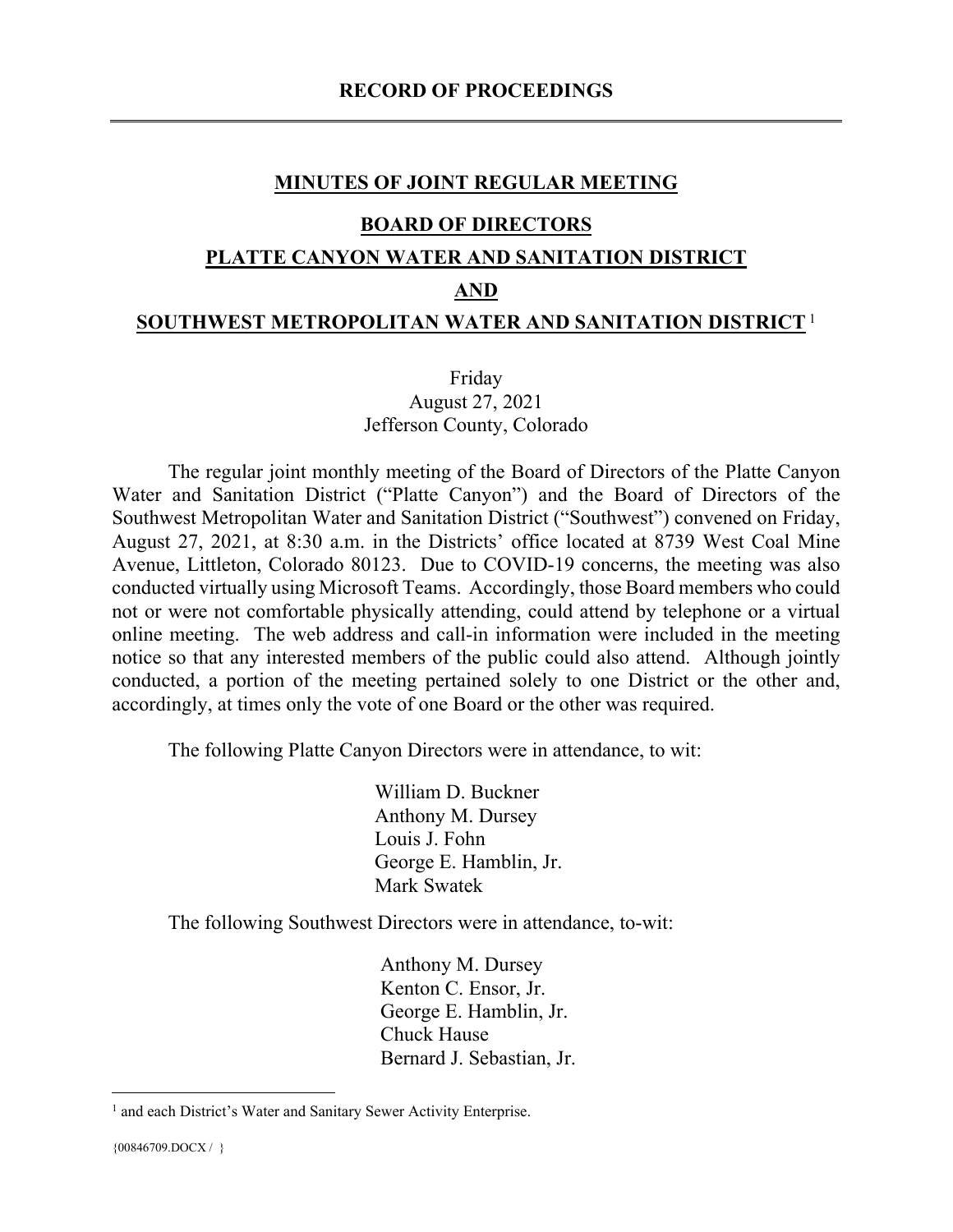# RECORD OF PROCEEDINGS

## MINUTES OF JOINT REGULAR MEETING

## BOARD OF DIRECTORS

## PLATTE CANYON WATER AND SANITATION DISTRICT

## AND

## SOUTHWEST METROPOLITAN WATER AND SANITATION DISTRICT [1]

Friday
August 27, 2021
Jefferson County, Colorado

The regular joint monthly meeting of the Board of Directors of the Platte Canyon Water and Sanitation District ("Platte Canyon") and the Board of Directors of the Southwest Metropolitan Water and Sanitation District ("Southwest") convened on Friday, August 27, 2021, at 8:30 a.m. in the Districts' office located at 8739 West Coal Mine Avenue, Littleton, Colorado 80123. Due to COVID-19 concerns, the meeting was also conducted virtually using Microsoft Teams. Accordingly, those Board members who could not or were not comfortable physically attending, could attend by telephone or a virtual online meeting. The web address and call-in information were included in the meeting notice so that any interested members of the public could also attend. Although jointly conducted, a portion of the meeting pertained solely to one District or the other and, accordingly, at times only the vote of one Board or the other was required.

The following Platte Canyon Directors were in attendance, to wit:

William D. Buckner
Anthony M. Dursey
Louis J. Fohn
George E. Hamblin, Jr.
Mark Swatek

The following Southwest Directors were in attendance, to-wit:

Anthony M. Dursey
Kenton C. Ensor, Jr.
George E. Hamblin, Jr.
Chuck Hause
Bernard J. Sebastian, Jr.

[1] and each District's Water and Sanitary Sewer Activity Enterprise.

{00846709.DOCX / }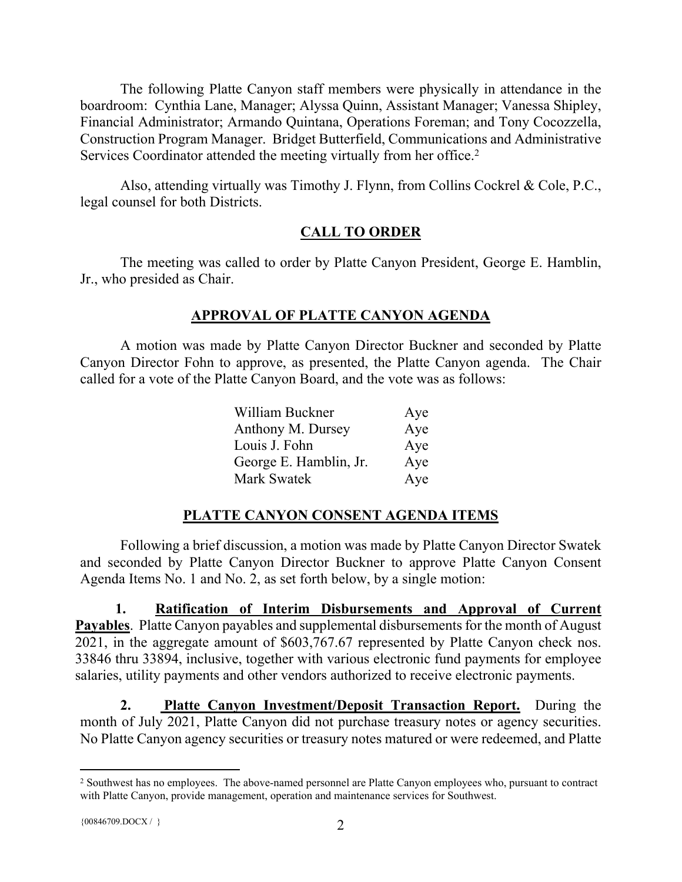The following Platte Canyon staff members were physically in attendance in the boardroom: Cynthia Lane, Manager; Alyssa Quinn, Assistant Manager; Vanessa Shipley, Financial Administrator; Armando Quintana, Operations Foreman; and Tony Cocozzella, Construction Program Manager. Bridget Butterfield, Communications and Administrative Services Coordinator attended the meeting virtually from her office.[2]

Also, attending virtually was Timothy J. Flynn, from Collins Cockrel & Cole, P.C., legal counsel for both Districts.

## CALL TO ORDER

The meeting was called to order by Platte Canyon President, George E. Hamblin, Jr., who presided as Chair.

## APPROVAL OF PLATTE CANYON AGENDA

A motion was made by Platte Canyon Director Buckner and seconded by Platte Canyon Director Fohn to approve, as presented, the Platte Canyon agenda. The Chair called for a vote of the Platte Canyon Board, and the vote was as follows:

| | |
|---|---|
| William Buckner | Aye |
| Anthony M. Dursey | Aye |
| Louis J. Fohn | Aye |
| George E. Hamblin, Jr. | Aye |
| Mark Swatek | Aye |

## PLATTE CANYON CONSENT AGENDA ITEMS

Following a brief discussion, a motion was made by Platte Canyon Director Swatek and seconded by Platte Canyon Director Buckner to approve Platte Canyon Consent Agenda Items No. 1 and No. 2, as set forth below, by a single motion:

**1. Ratification of Interim Disbursements and Approval of Current Payables**. Platte Canyon payables and supplemental disbursements for the month of August 2021, in the aggregate amount of $603,767.67 represented by Platte Canyon check nos. 33846 thru 33894, inclusive, together with various electronic fund payments for employee salaries, utility payments and other vendors authorized to receive electronic payments.

**2. Platte Canyon Investment/Deposit Transaction Report.** During the month of July 2021, Platte Canyon did not purchase treasury notes or agency securities. No Platte Canyon agency securities or treasury notes matured or were redeemed, and Platte

---

[2] Southwest has no employees. The above-named personnel are Platte Canyon employees who, pursuant to contract with Platte Canyon, provide management, operation and maintenance services for Southwest.

{00846709.DOCX / }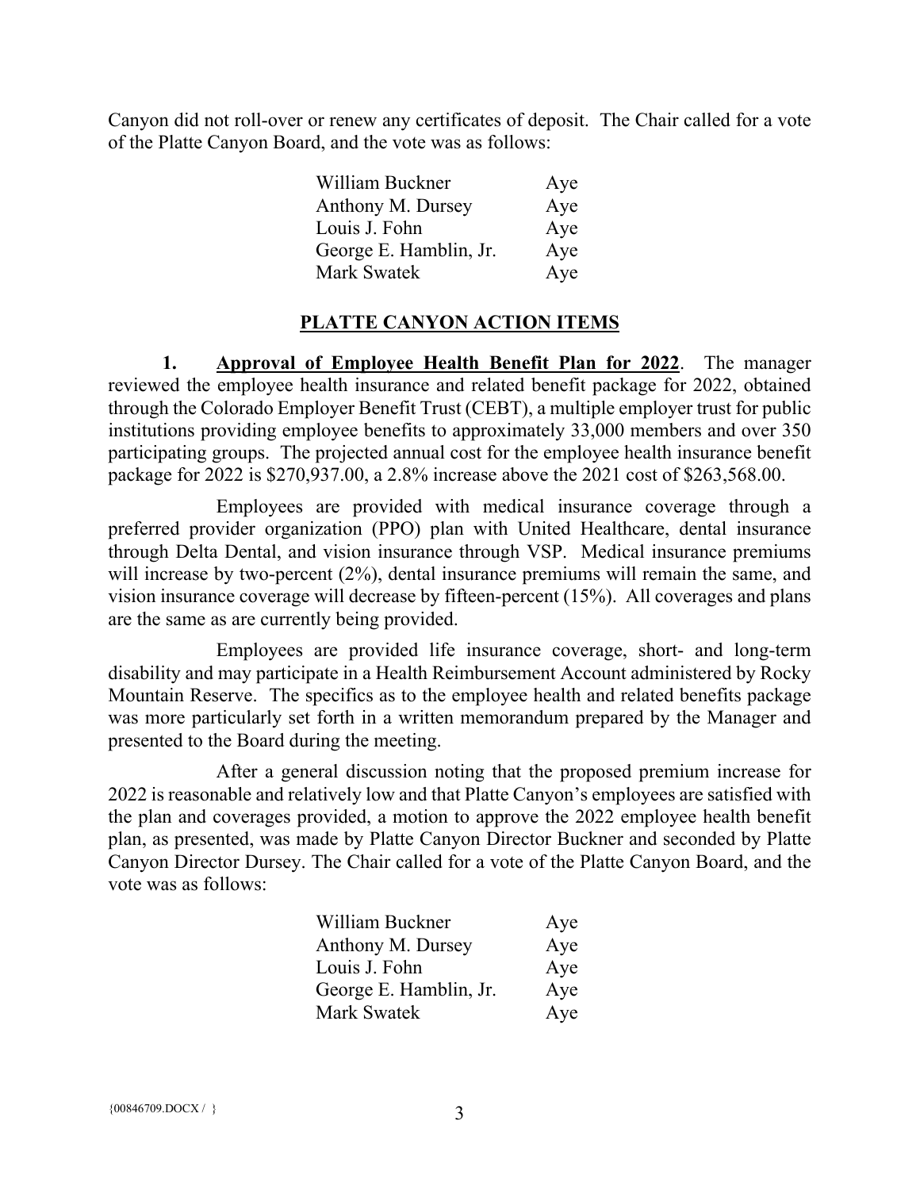Canyon did not roll-over or renew any certificates of deposit. The Chair called for a vote of the Platte Canyon Board, and the vote was as follows:

| | |
|---|---|
| William Buckner | Aye |
| Anthony M. Dursey | Aye |
| Louis J. Fohn | Aye |
| George E. Hamblin, Jr. | Aye |
| Mark Swatek | Aye |

## PLATTE CANYON ACTION ITEMS

**1. Approval of Employee Health Benefit Plan for 2022**. The manager reviewed the employee health insurance and related benefit package for 2022, obtained through the Colorado Employer Benefit Trust (CEBT), a multiple employer trust for public institutions providing employee benefits to approximately 33,000 members and over 350 participating groups. The projected annual cost for the employee health insurance benefit package for 2022 is $270,937.00, a 2.8% increase above the 2021 cost of $263,568.00.

Employees are provided with medical insurance coverage through a preferred provider organization (PPO) plan with United Healthcare, dental insurance through Delta Dental, and vision insurance through VSP. Medical insurance premiums will increase by two-percent (2%), dental insurance premiums will remain the same, and vision insurance coverage will decrease by fifteen-percent (15%). All coverages and plans are the same as are currently being provided.

Employees are provided life insurance coverage, short- and long-term disability and may participate in a Health Reimbursement Account administered by Rocky Mountain Reserve. The specifics as to the employee health and related benefits package was more particularly set forth in a written memorandum prepared by the Manager and presented to the Board during the meeting.

After a general discussion noting that the proposed premium increase for 2022 is reasonable and relatively low and that Platte Canyon's employees are satisfied with the plan and coverages provided, a motion to approve the 2022 employee health benefit plan, as presented, was made by Platte Canyon Director Buckner and seconded by Platte Canyon Director Dursey. The Chair called for a vote of the Platte Canyon Board, and the vote was as follows:

| | |
|---|---|
| William Buckner | Aye |
| Anthony M. Dursey | Aye |
| Louis J. Fohn | Aye |
| George E. Hamblin, Jr. | Aye |
| Mark Swatek | Aye |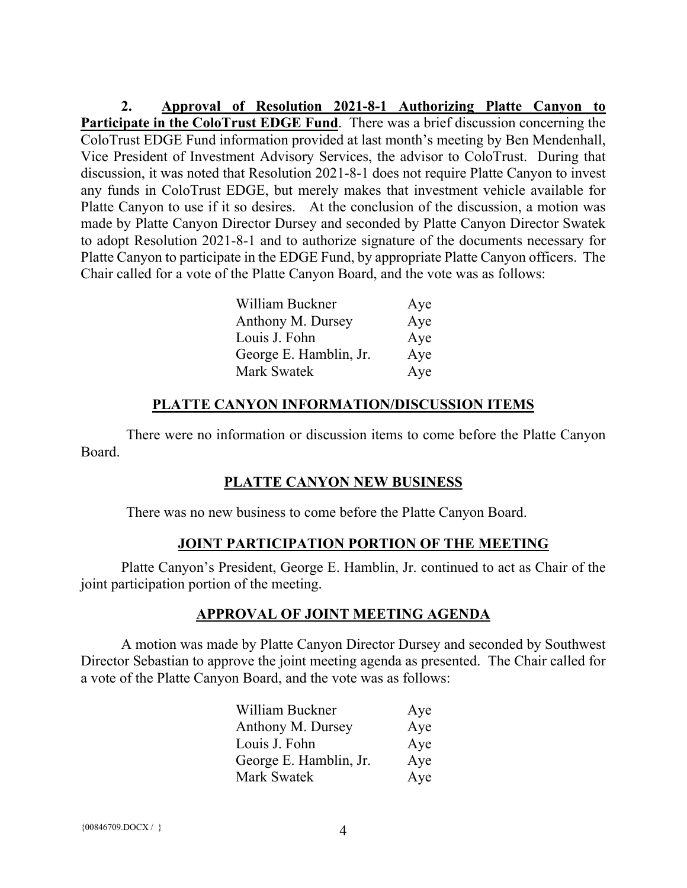**2. Approval of Resolution 2021-8-1 Authorizing Platte Canyon to Participate in the ColoTrust EDGE Fund**. There was a brief discussion concerning the ColoTrust EDGE Fund information provided at last month's meeting by Ben Mendenhall, Vice President of Investment Advisory Services, the advisor to ColoTrust. During that discussion, it was noted that Resolution 2021-8-1 does not require Platte Canyon to invest any funds in ColoTrust EDGE, but merely makes that investment vehicle available for Platte Canyon to use if it so desires. At the conclusion of the discussion, a motion was made by Platte Canyon Director Dursey and seconded by Platte Canyon Director Swatek to adopt Resolution 2021-8-1 and to authorize signature of the documents necessary for Platte Canyon to participate in the EDGE Fund, by appropriate Platte Canyon officers. The Chair called for a vote of the Platte Canyon Board, and the vote was as follows:

| | |
|---|---|
| William Buckner | Aye |
| Anthony M. Dursey | Aye |
| Louis J. Fohn | Aye |
| George E. Hamblin, Jr. | Aye |
| Mark Swatek | Aye |

## PLATTE CANYON INFORMATION/DISCUSSION ITEMS

There were no information or discussion items to come before the Platte Canyon Board.

## PLATTE CANYON NEW BUSINESS

There was no new business to come before the Platte Canyon Board.

## JOINT PARTICIPATION PORTION OF THE MEETING

Platte Canyon's President, George E. Hamblin, Jr. continued to act as Chair of the joint participation portion of the meeting.

## APPROVAL OF JOINT MEETING AGENDA

A motion was made by Platte Canyon Director Dursey and seconded by Southwest Director Sebastian to approve the joint meeting agenda as presented. The Chair called for a vote of the Platte Canyon Board, and the vote was as follows:

| | |
|---|---|
| William Buckner | Aye |
| Anthony M. Dursey | Aye |
| Louis J. Fohn | Aye |
| George E. Hamblin, Jr. | Aye |
| Mark Swatek | Aye |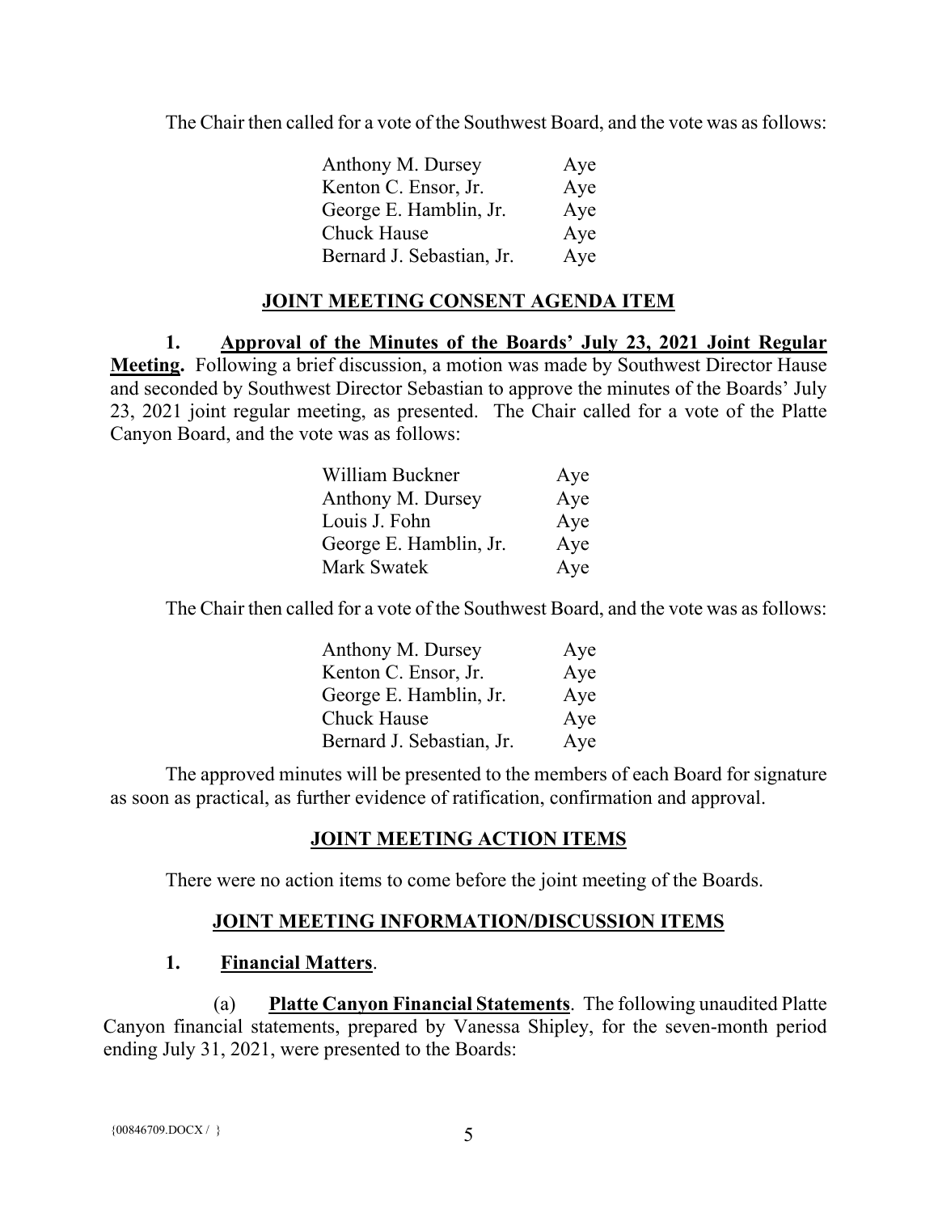The Chair then called for a vote of the Southwest Board, and the vote was as follows:

| | |
|---|---|
| Anthony M. Dursey | Aye |
| Kenton C. Ensor, Jr. | Aye |
| George E. Hamblin, Jr. | Aye |
| Chuck Hause | Aye |
| Bernard J. Sebastian, Jr. | Aye |

## JOINT MEETING CONSENT AGENDA ITEM

**1. Approval of the Minutes of the Boards' July 23, 2021 Joint Regular Meeting.** Following a brief discussion, a motion was made by Southwest Director Hause and seconded by Southwest Director Sebastian to approve the minutes of the Boards' July 23, 2021 joint regular meeting, as presented. The Chair called for a vote of the Platte Canyon Board, and the vote was as follows:

| | |
|---|---|
| William Buckner | Aye |
| Anthony M. Dursey | Aye |
| Louis J. Fohn | Aye |
| George E. Hamblin, Jr. | Aye |
| Mark Swatek | Aye |

The Chair then called for a vote of the Southwest Board, and the vote was as follows:

| | |
|---|---|
| Anthony M. Dursey | Aye |
| Kenton C. Ensor, Jr. | Aye |
| George E. Hamblin, Jr. | Aye |
| Chuck Hause | Aye |
| Bernard J. Sebastian, Jr. | Aye |

The approved minutes will be presented to the members of each Board for signature as soon as practical, as further evidence of ratification, confirmation and approval.

## JOINT MEETING ACTION ITEMS

There were no action items to come before the joint meeting of the Boards.

## JOINT MEETING INFORMATION/DISCUSSION ITEMS

**1. Financial Matters.**

(a) **Platte Canyon Financial Statements**. The following unaudited Platte Canyon financial statements, prepared by Vanessa Shipley, for the seven-month period ending July 31, 2021, were presented to the Boards: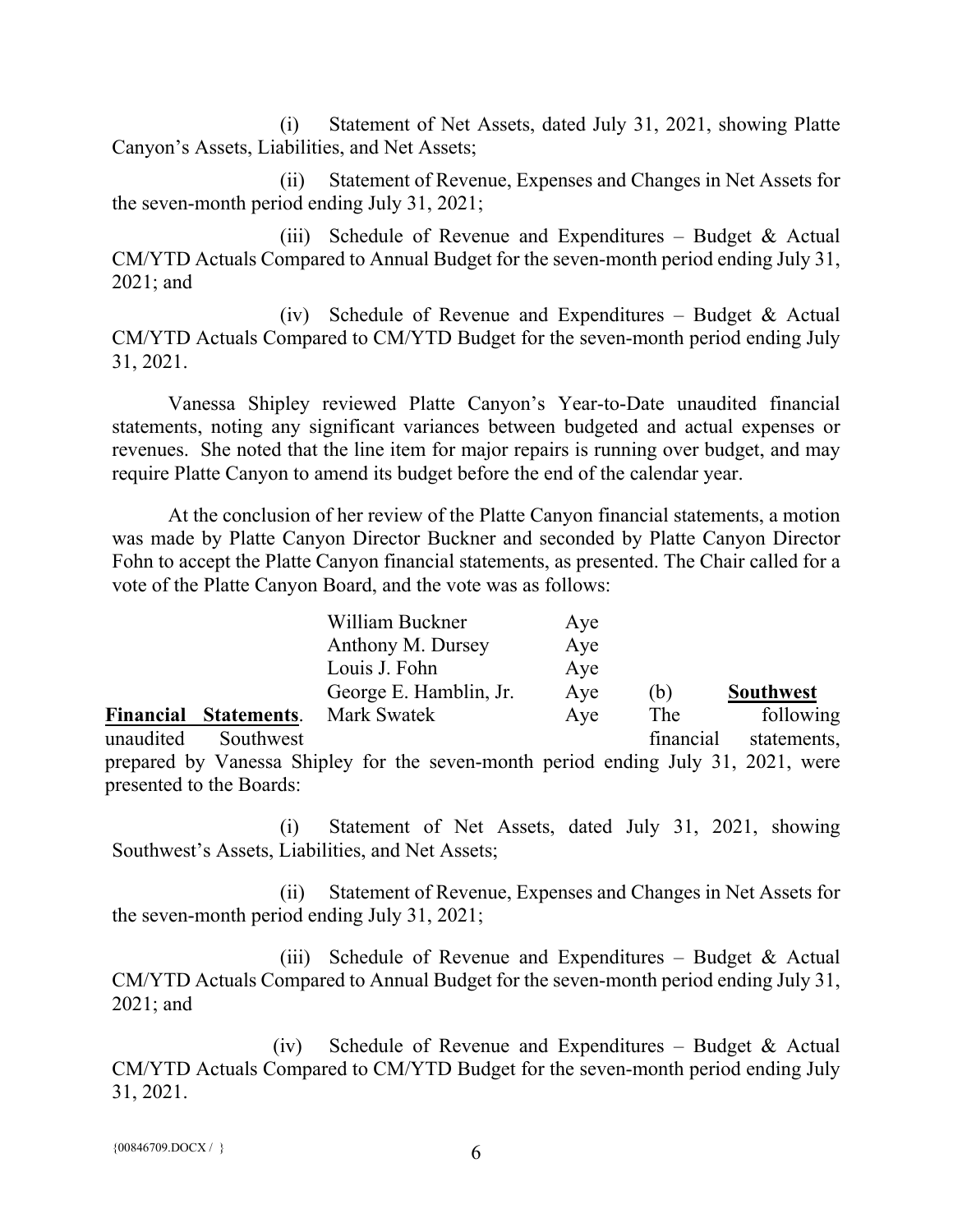(i) Statement of Net Assets, dated July 31, 2021, showing Platte Canyon's Assets, Liabilities, and Net Assets;

(ii) Statement of Revenue, Expenses and Changes in Net Assets for the seven-month period ending July 31, 2021;

(iii) Schedule of Revenue and Expenditures – Budget & Actual CM/YTD Actuals Compared to Annual Budget for the seven-month period ending July 31, 2021; and

(iv) Schedule of Revenue and Expenditures – Budget & Actual CM/YTD Actuals Compared to CM/YTD Budget for the seven-month period ending July 31, 2021.

Vanessa Shipley reviewed Platte Canyon's Year-to-Date unaudited financial statements, noting any significant variances between budgeted and actual expenses or revenues. She noted that the line item for major repairs is running over budget, and may require Platte Canyon to amend its budget before the end of the calendar year.

At the conclusion of her review of the Platte Canyon financial statements, a motion was made by Platte Canyon Director Buckner and seconded by Platte Canyon Director Fohn to accept the Platte Canyon financial statements, as presented. The Chair called for a vote of the Platte Canyon Board, and the vote was as follows:

| | |
|---|---|
| William Buckner | Aye |
| Anthony M. Dursey | Aye |
| Louis J. Fohn | Aye |
| George E. Hamblin, Jr. | Aye |
| Mark Swatek | Aye |

(b) **Southwest Financial Statements**. The following unaudited Southwest financial statements, prepared by Vanessa Shipley for the seven-month period ending July 31, 2021, were presented to the Boards:

(i) Statement of Net Assets, dated July 31, 2021, showing Southwest's Assets, Liabilities, and Net Assets;

(ii) Statement of Revenue, Expenses and Changes in Net Assets for the seven-month period ending July 31, 2021;

(iii) Schedule of Revenue and Expenditures – Budget & Actual CM/YTD Actuals Compared to Annual Budget for the seven-month period ending July 31, 2021; and

(iv) Schedule of Revenue and Expenditures – Budget & Actual CM/YTD Actuals Compared to CM/YTD Budget for the seven-month period ending July 31, 2021.

{00846709.DOCX / }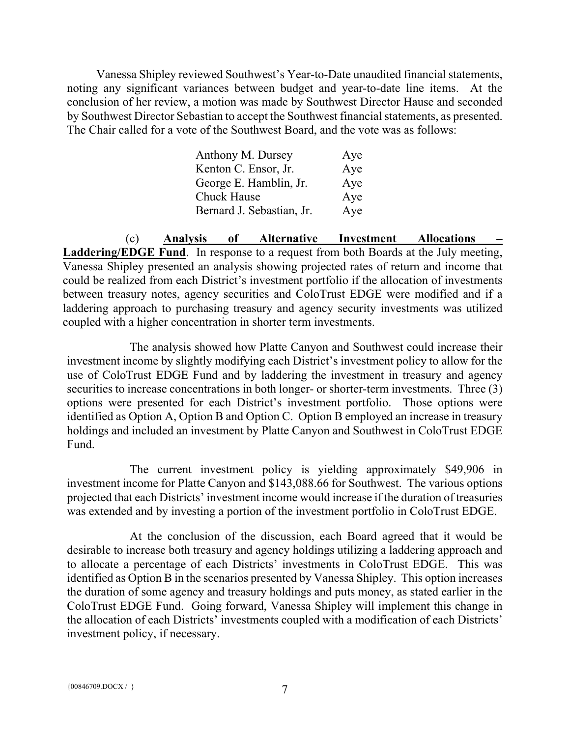Vanessa Shipley reviewed Southwest's Year-to-Date unaudited financial statements, noting any significant variances between budget and year-to-date line items. At the conclusion of her review, a motion was made by Southwest Director Hause and seconded by Southwest Director Sebastian to accept the Southwest financial statements, as presented. The Chair called for a vote of the Southwest Board, and the vote was as follows:

| | |
|---|---|
| Anthony M. Dursey | Aye |
| Kenton C. Ensor, Jr. | Aye |
| George E. Hamblin, Jr. | Aye |
| Chuck Hause | Aye |
| Bernard J. Sebastian, Jr. | Aye |

(c) **Analysis of Alternative Investment Allocations – Laddering/EDGE Fund**. In response to a request from both Boards at the July meeting, Vanessa Shipley presented an analysis showing projected rates of return and income that could be realized from each District's investment portfolio if the allocation of investments between treasury notes, agency securities and ColoTrust EDGE were modified and if a laddering approach to purchasing treasury and agency security investments was utilized coupled with a higher concentration in shorter term investments.

The analysis showed how Platte Canyon and Southwest could increase their investment income by slightly modifying each District's investment policy to allow for the use of ColoTrust EDGE Fund and by laddering the investment in treasury and agency securities to increase concentrations in both longer- or shorter-term investments. Three (3) options were presented for each District's investment portfolio. Those options were identified as Option A, Option B and Option C. Option B employed an increase in treasury holdings and included an investment by Platte Canyon and Southwest in ColoTrust EDGE Fund.

The current investment policy is yielding approximately $49,906 in investment income for Platte Canyon and $143,088.66 for Southwest. The various options projected that each Districts' investment income would increase if the duration of treasuries was extended and by investing a portion of the investment portfolio in ColoTrust EDGE.

At the conclusion of the discussion, each Board agreed that it would be desirable to increase both treasury and agency holdings utilizing a laddering approach and to allocate a percentage of each Districts' investments in ColoTrust EDGE. This was identified as Option B in the scenarios presented by Vanessa Shipley. This option increases the duration of some agency and treasury holdings and puts money, as stated earlier in the ColoTrust EDGE Fund. Going forward, Vanessa Shipley will implement this change in the allocation of each Districts' investments coupled with a modification of each Districts' investment policy, if necessary.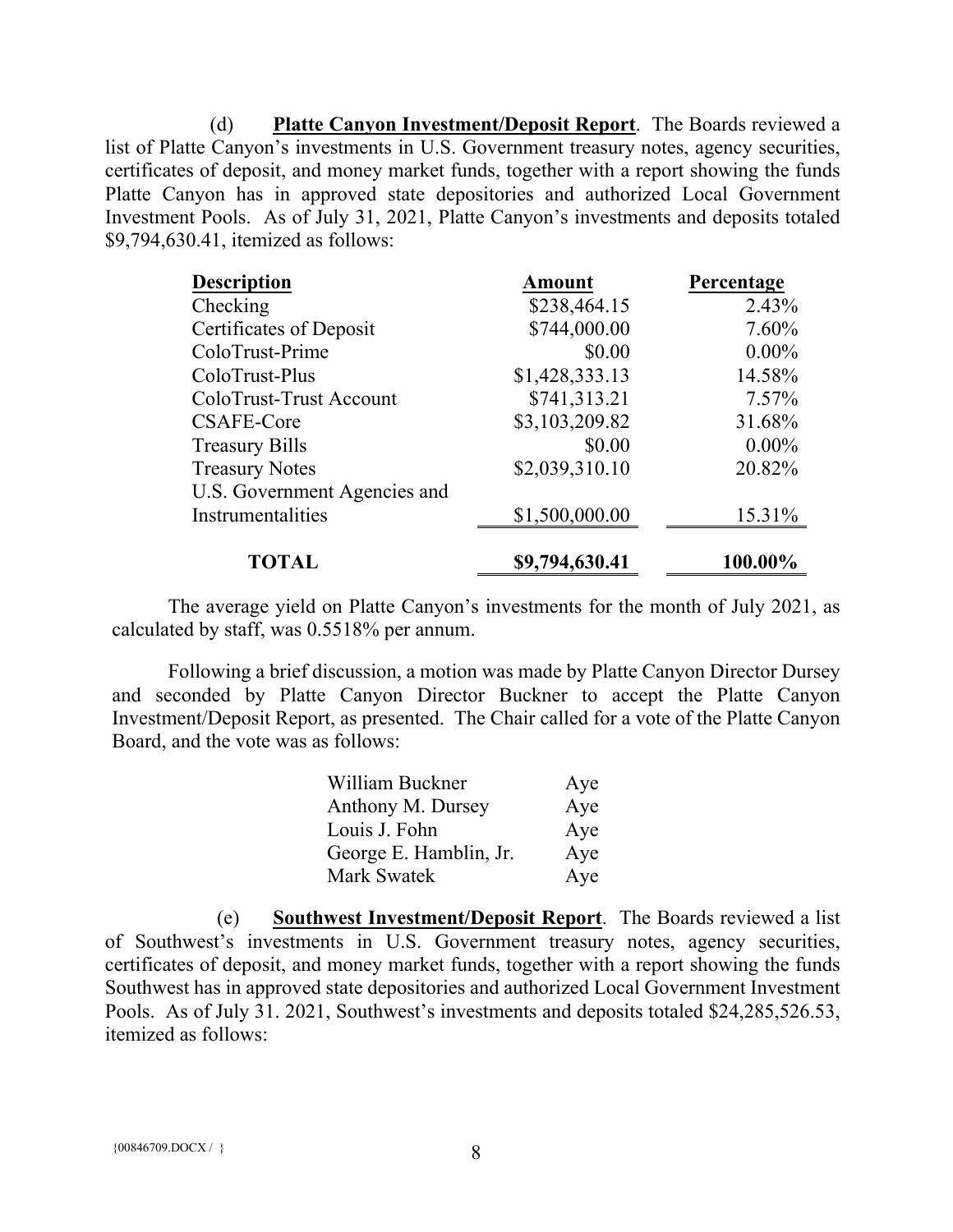(d) **Platte Canyon Investment/Deposit Report**. The Boards reviewed a list of Platte Canyon's investments in U.S. Government treasury notes, agency securities, certificates of deposit, and money market funds, together with a report showing the funds Platte Canyon has in approved state depositories and authorized Local Government Investment Pools. As of July 31, 2021, Platte Canyon's investments and deposits totaled $9,794,630.41, itemized as follows:

| Description | Amount | Percentage |
|---|---|---|
| Checking | $238,464.15 | 2.43% |
| Certificates of Deposit | $744,000.00 | 7.60% |
| ColoTrust-Prime | $0.00 | 0.00% |
| ColoTrust-Plus | $1,428,333.13 | 14.58% |
| ColoTrust-Trust Account | $741,313.21 | 7.57% |
| CSAFE-Core | $3,103,209.82 | 31.68% |
| Treasury Bills | $0.00 | 0.00% |
| Treasury Notes | $2,039,310.10 | 20.82% |
| U.S. Government Agencies and Instrumentalities | $1,500,000.00 | 15.31% |
| **TOTAL** | **$9,794,630.41** | **100.00%** |

The average yield on Platte Canyon's investments for the month of July 2021, as calculated by staff, was 0.5518% per annum.

Following a brief discussion, a motion was made by Platte Canyon Director Dursey and seconded by Platte Canyon Director Buckner to accept the Platte Canyon Investment/Deposit Report, as presented. The Chair called for a vote of the Platte Canyon Board, and the vote was as follows:

| | |
|---|---|
| William Buckner | Aye |
| Anthony M. Dursey | Aye |
| Louis J. Fohn | Aye |
| George E. Hamblin, Jr. | Aye |
| Mark Swatek | Aye |

(e) **Southwest Investment/Deposit Report**. The Boards reviewed a list of Southwest's investments in U.S. Government treasury notes, agency securities, certificates of deposit, and money market funds, together with a report showing the funds Southwest has in approved state depositories and authorized Local Government Investment Pools. As of July 31. 2021, Southwest's investments and deposits totaled $24,285,526.53, itemized as follows: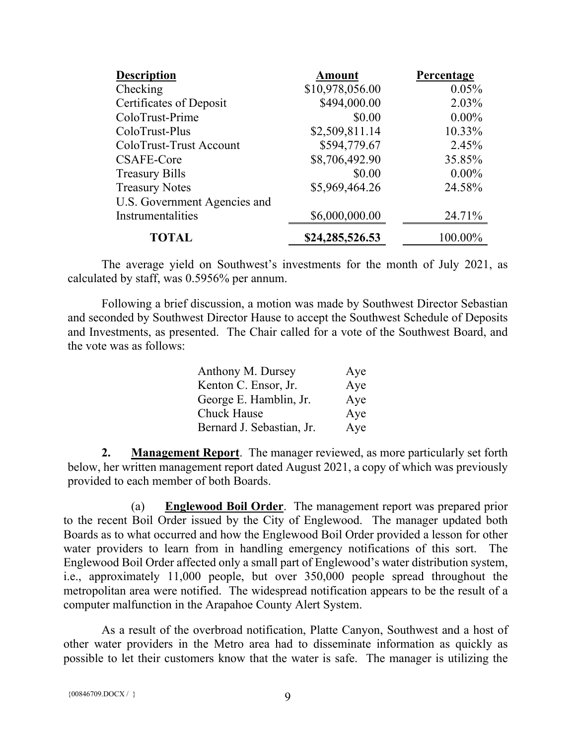| Description | Amount | Percentage |
|---|---|---|
| Checking | $10,978,056.00 | 0.05% |
| Certificates of Deposit | $494,000.00 | 2.03% |
| ColoTrust-Prime | $0.00 | 0.00% |
| ColoTrust-Plus | $2,509,811.14 | 10.33% |
| ColoTrust-Trust Account | $594,779.67 | 2.45% |
| CSAFE-Core | $8,706,492.90 | 35.85% |
| Treasury Bills | $0.00 | 0.00% |
| Treasury Notes | $5,969,464.26 | 24.58% |
| U.S. Government Agencies and Instrumentalities | $6,000,000.00 | 24.71% |
| **TOTAL** | **$24,285,526.53** | 100.00% |

The average yield on Southwest's investments for the month of July 2021, as calculated by staff, was 0.5956% per annum.

Following a brief discussion, a motion was made by Southwest Director Sebastian and seconded by Southwest Director Hause to accept the Southwest Schedule of Deposits and Investments, as presented. The Chair called for a vote of the Southwest Board, and the vote was as follows:

| | |
|---|---|
| Anthony M. Dursey | Aye |
| Kenton C. Ensor, Jr. | Aye |
| George E. Hamblin, Jr. | Aye |
| Chuck Hause | Aye |
| Bernard J. Sebastian, Jr. | Aye |

**2. Management Report**. The manager reviewed, as more particularly set forth below, her written management report dated August 2021, a copy of which was previously provided to each member of both Boards.

(a) **Englewood Boil Order**. The management report was prepared prior to the recent Boil Order issued by the City of Englewood. The manager updated both Boards as to what occurred and how the Englewood Boil Order provided a lesson for other water providers to learn from in handling emergency notifications of this sort. The Englewood Boil Order affected only a small part of Englewood's water distribution system, i.e., approximately 11,000 people, but over 350,000 people spread throughout the metropolitan area were notified. The widespread notification appears to be the result of a computer malfunction in the Arapahoe County Alert System.

As a result of the overbroad notification, Platte Canyon, Southwest and a host of other water providers in the Metro area had to disseminate information as quickly as possible to let their customers know that the water is safe. The manager is utilizing the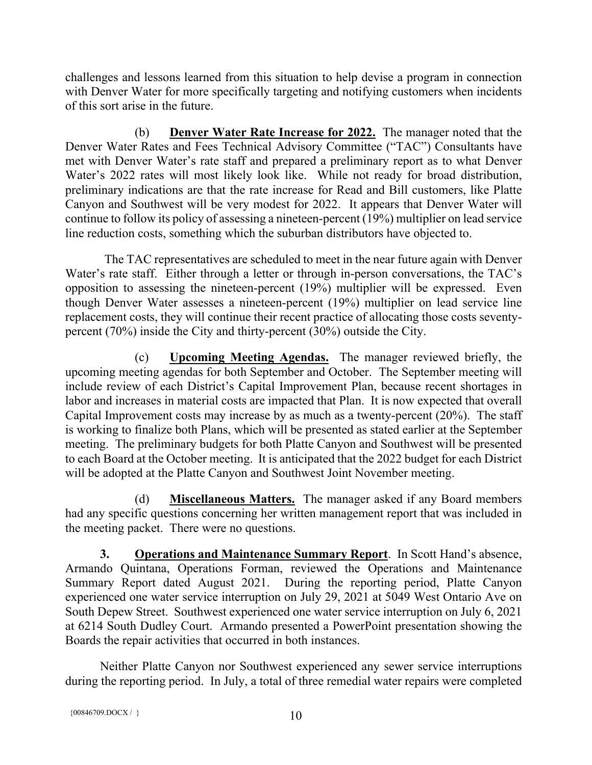challenges and lessons learned from this situation to help devise a program in connection with Denver Water for more specifically targeting and notifying customers when incidents of this sort arise in the future.

(b) **Denver Water Rate Increase for 2022.** The manager noted that the Denver Water Rates and Fees Technical Advisory Committee ("TAC") Consultants have met with Denver Water's rate staff and prepared a preliminary report as to what Denver Water's 2022 rates will most likely look like. While not ready for broad distribution, preliminary indications are that the rate increase for Read and Bill customers, like Platte Canyon and Southwest will be very modest for 2022. It appears that Denver Water will continue to follow its policy of assessing a nineteen-percent (19%) multiplier on lead service line reduction costs, something which the suburban distributors have objected to.

The TAC representatives are scheduled to meet in the near future again with Denver Water's rate staff. Either through a letter or through in-person conversations, the TAC's opposition to assessing the nineteen-percent (19%) multiplier will be expressed. Even though Denver Water assesses a nineteen-percent (19%) multiplier on lead service line replacement costs, they will continue their recent practice of allocating those costs seventy-percent (70%) inside the City and thirty-percent (30%) outside the City.

(c) **Upcoming Meeting Agendas.** The manager reviewed briefly, the upcoming meeting agendas for both September and October. The September meeting will include review of each District's Capital Improvement Plan, because recent shortages in labor and increases in material costs are impacted that Plan. It is now expected that overall Capital Improvement costs may increase by as much as a twenty-percent (20%). The staff is working to finalize both Plans, which will be presented as stated earlier at the September meeting. The preliminary budgets for both Platte Canyon and Southwest will be presented to each Board at the October meeting. It is anticipated that the 2022 budget for each District will be adopted at the Platte Canyon and Southwest Joint November meeting.

(d) **Miscellaneous Matters.** The manager asked if any Board members had any specific questions concerning her written management report that was included in the meeting packet. There were no questions.

**3. Operations and Maintenance Summary Report**. In Scott Hand's absence, Armando Quintana, Operations Forman, reviewed the Operations and Maintenance Summary Report dated August 2021. During the reporting period, Platte Canyon experienced one water service interruption on July 29, 2021 at 5049 West Ontario Ave on South Depew Street. Southwest experienced one water service interruption on July 6, 2021 at 6214 South Dudley Court. Armando presented a PowerPoint presentation showing the Boards the repair activities that occurred in both instances.

Neither Platte Canyon nor Southwest experienced any sewer service interruptions during the reporting period. In July, a total of three remedial water repairs were completed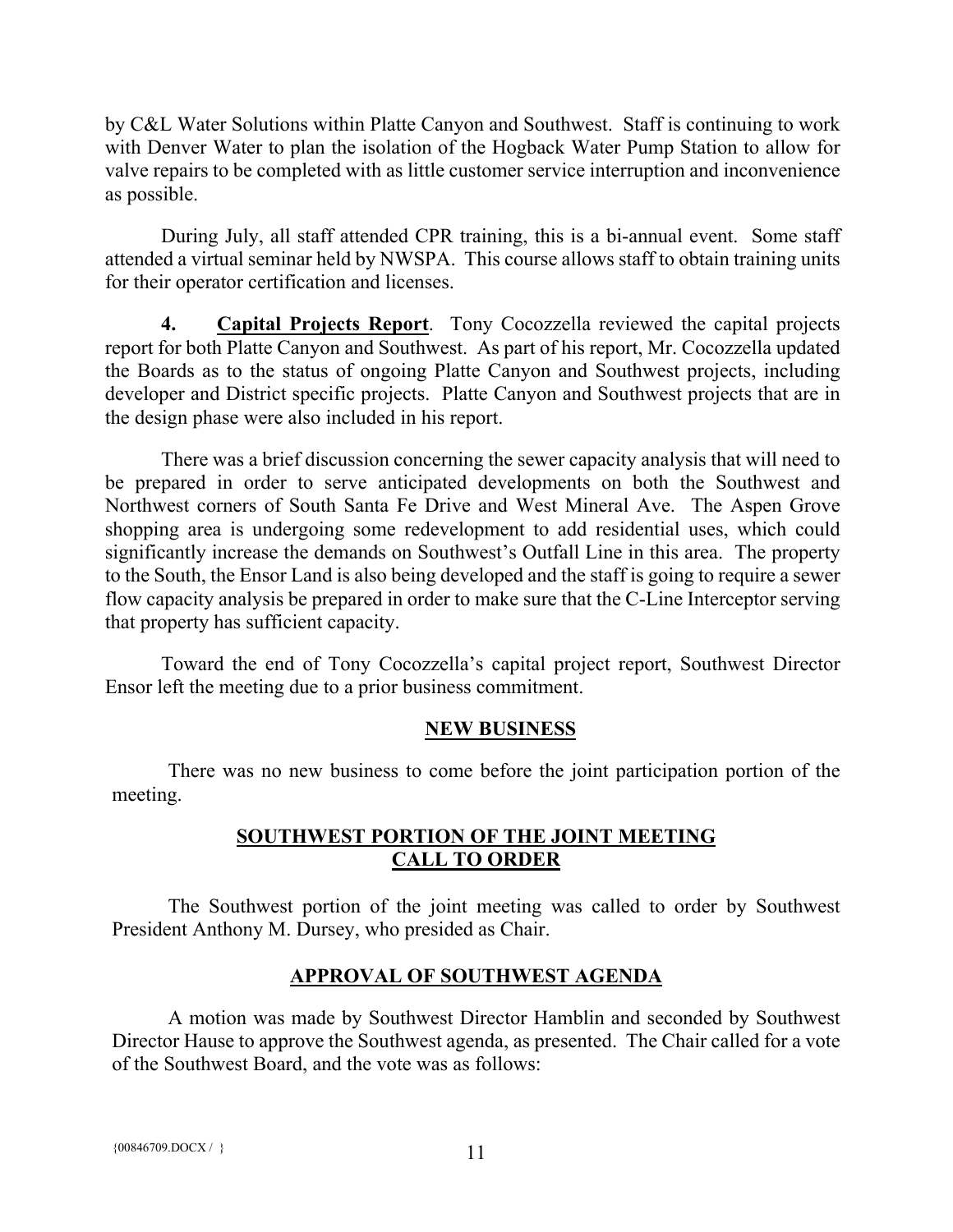by C&L Water Solutions within Platte Canyon and Southwest. Staff is continuing to work with Denver Water to plan the isolation of the Hogback Water Pump Station to allow for valve repairs to be completed with as little customer service interruption and inconvenience as possible.

During July, all staff attended CPR training, this is a bi-annual event. Some staff attended a virtual seminar held by NWSPA. This course allows staff to obtain training units for their operator certification and licenses.

**4. Capital Projects Report**. Tony Cocozzella reviewed the capital projects report for both Platte Canyon and Southwest. As part of his report, Mr. Cocozzella updated the Boards as to the status of ongoing Platte Canyon and Southwest projects, including developer and District specific projects. Platte Canyon and Southwest projects that are in the design phase were also included in his report.

There was a brief discussion concerning the sewer capacity analysis that will need to be prepared in order to serve anticipated developments on both the Southwest and Northwest corners of South Santa Fe Drive and West Mineral Ave. The Aspen Grove shopping area is undergoing some redevelopment to add residential uses, which could significantly increase the demands on Southwest's Outfall Line in this area. The property to the South, the Ensor Land is also being developed and the staff is going to require a sewer flow capacity analysis be prepared in order to make sure that the C-Line Interceptor serving that property has sufficient capacity.

Toward the end of Tony Cocozzella's capital project report, Southwest Director Ensor left the meeting due to a prior business commitment.

## NEW BUSINESS

There was no new business to come before the joint participation portion of the meeting.

## SOUTHWEST PORTION OF THE JOINT MEETING CALL TO ORDER

The Southwest portion of the joint meeting was called to order by Southwest President Anthony M. Dursey, who presided as Chair.

## APPROVAL OF SOUTHWEST AGENDA

A motion was made by Southwest Director Hamblin and seconded by Southwest Director Hause to approve the Southwest agenda, as presented. The Chair called for a vote of the Southwest Board, and the vote was as follows: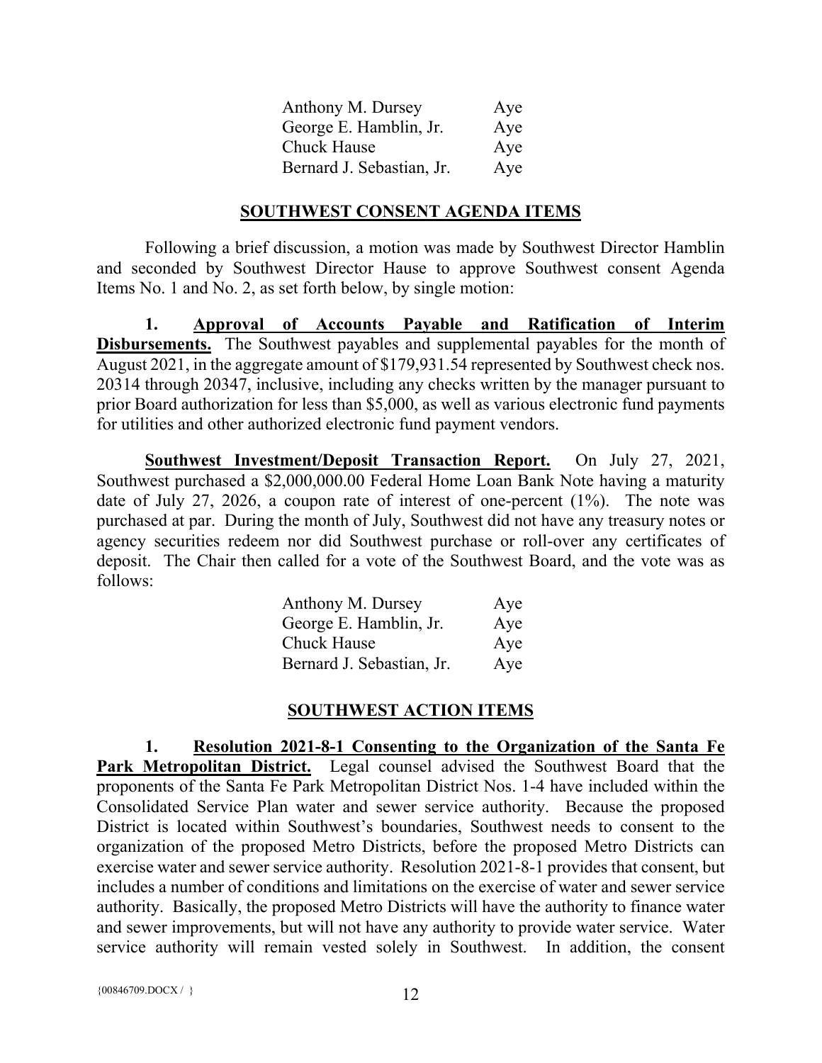| | |
|---|---|
| Anthony M. Dursey | Aye |
| George E. Hamblin, Jr. | Aye |
| Chuck Hause | Aye |
| Bernard J. Sebastian, Jr. | Aye |

## SOUTHWEST CONSENT AGENDA ITEMS

Following a brief discussion, a motion was made by Southwest Director Hamblin and seconded by Southwest Director Hause to approve Southwest consent Agenda Items No. 1 and No. 2, as set forth below, by single motion:

**1. Approval of Accounts Payable and Ratification of Interim Disbursements.** The Southwest payables and supplemental payables for the month of August 2021, in the aggregate amount of $179,931.54 represented by Southwest check nos. 20314 through 20347, inclusive, including any checks written by the manager pursuant to prior Board authorization for less than $5,000, as well as various electronic fund payments for utilities and other authorized electronic fund payment vendors.

**Southwest Investment/Deposit Transaction Report.** On July 27, 2021, Southwest purchased a $2,000,000.00 Federal Home Loan Bank Note having a maturity date of July 27, 2026, a coupon rate of interest of one-percent (1%). The note was purchased at par. During the month of July, Southwest did not have any treasury notes or agency securities redeem nor did Southwest purchase or roll-over any certificates of deposit. The Chair then called for a vote of the Southwest Board, and the vote was as follows:

| | |
|---|---|
| Anthony M. Dursey | Aye |
| George E. Hamblin, Jr. | Aye |
| Chuck Hause | Aye |
| Bernard J. Sebastian, Jr. | Aye |

## SOUTHWEST ACTION ITEMS

**1. Resolution 2021-8-1 Consenting to the Organization of the Santa Fe Park Metropolitan District.** Legal counsel advised the Southwest Board that the proponents of the Santa Fe Park Metropolitan District Nos. 1-4 have included within the Consolidated Service Plan water and sewer service authority. Because the proposed District is located within Southwest's boundaries, Southwest needs to consent to the organization of the proposed Metro Districts, before the proposed Metro Districts can exercise water and sewer service authority. Resolution 2021-8-1 provides that consent, but includes a number of conditions and limitations on the exercise of water and sewer service authority. Basically, the proposed Metro Districts will have the authority to finance water and sewer improvements, but will not have any authority to provide water service. Water service authority will remain vested solely in Southwest. In addition, the consent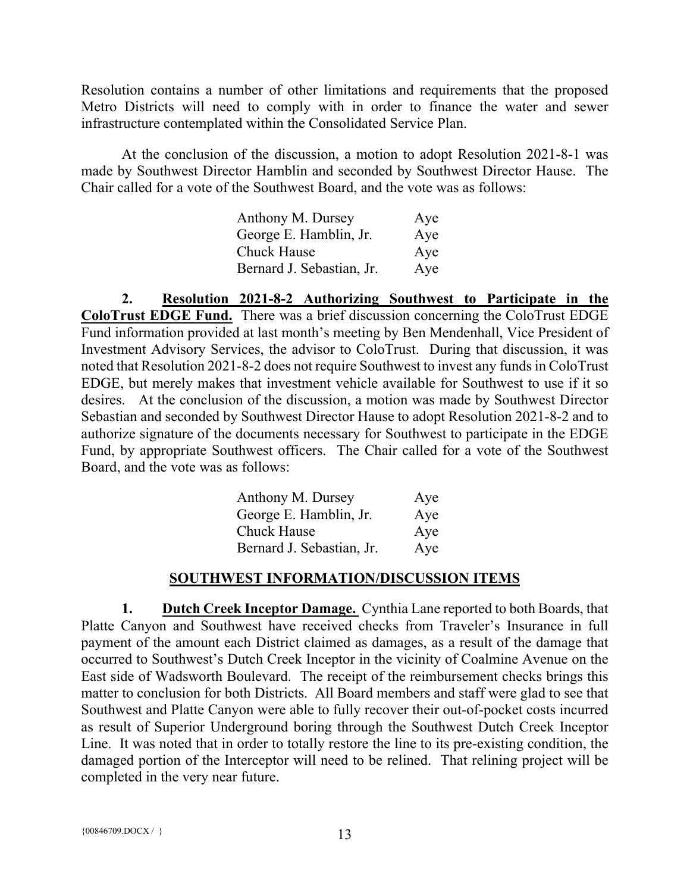Resolution contains a number of other limitations and requirements that the proposed Metro Districts will need to comply with in order to finance the water and sewer infrastructure contemplated within the Consolidated Service Plan.

At the conclusion of the discussion, a motion to adopt Resolution 2021-8-1 was made by Southwest Director Hamblin and seconded by Southwest Director Hause. The Chair called for a vote of the Southwest Board, and the vote was as follows:

| | |
|---|---|
| Anthony M. Dursey | Aye |
| George E. Hamblin, Jr. | Aye |
| Chuck Hause | Aye |
| Bernard J. Sebastian, Jr. | Aye |

**2. Resolution 2021-8-2 Authorizing Southwest to Participate in the ColoTrust EDGE Fund.** There was a brief discussion concerning the ColoTrust EDGE Fund information provided at last month's meeting by Ben Mendenhall, Vice President of Investment Advisory Services, the advisor to ColoTrust. During that discussion, it was noted that Resolution 2021-8-2 does not require Southwest to invest any funds in ColoTrust EDGE, but merely makes that investment vehicle available for Southwest to use if it so desires. At the conclusion of the discussion, a motion was made by Southwest Director Sebastian and seconded by Southwest Director Hause to adopt Resolution 2021-8-2 and to authorize signature of the documents necessary for Southwest to participate in the EDGE Fund, by appropriate Southwest officers. The Chair called for a vote of the Southwest Board, and the vote was as follows:

| | |
|---|---|
| Anthony M. Dursey | Aye |
| George E. Hamblin, Jr. | Aye |
| Chuck Hause | Aye |
| Bernard J. Sebastian, Jr. | Aye |

## SOUTHWEST INFORMATION/DISCUSSION ITEMS

**1. Dutch Creek Inceptor Damage.** Cynthia Lane reported to both Boards, that Platte Canyon and Southwest have received checks from Traveler's Insurance in full payment of the amount each District claimed as damages, as a result of the damage that occurred to Southwest's Dutch Creek Inceptor in the vicinity of Coalmine Avenue on the East side of Wadsworth Boulevard. The receipt of the reimbursement checks brings this matter to conclusion for both Districts. All Board members and staff were glad to see that Southwest and Platte Canyon were able to fully recover their out-of-pocket costs incurred as result of Superior Underground boring through the Southwest Dutch Creek Inceptor Line. It was noted that in order to totally restore the line to its pre-existing condition, the damaged portion of the Interceptor will need to be relined. That relining project will be completed in the very near future.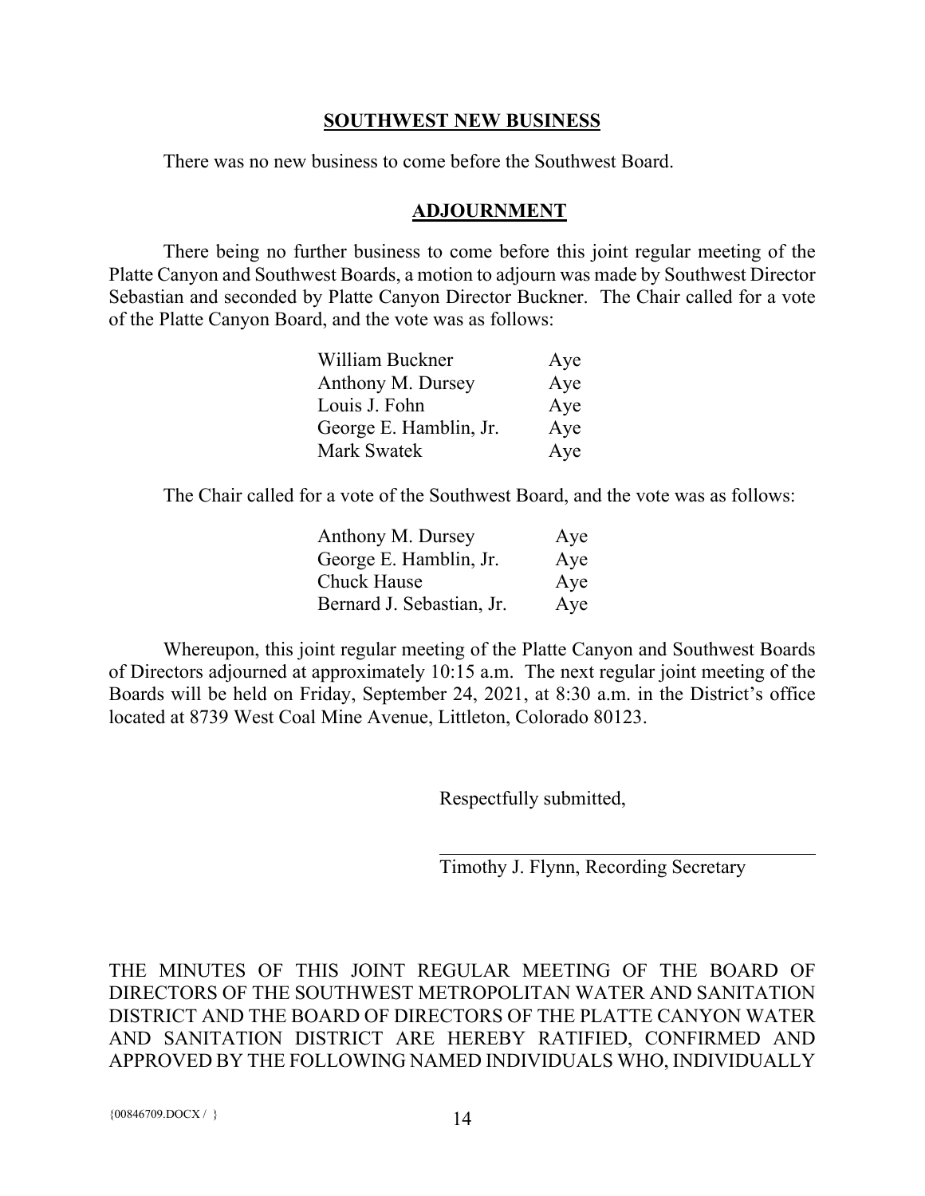## SOUTHWEST NEW BUSINESS

There was no new business to come before the Southwest Board.

## ADJOURNMENT

There being no further business to come before this joint regular meeting of the Platte Canyon and Southwest Boards, a motion to adjourn was made by Southwest Director Sebastian and seconded by Platte Canyon Director Buckner. The Chair called for a vote of the Platte Canyon Board, and the vote was as follows:

| | |
|---|---|
| William Buckner | Aye |
| Anthony M. Dursey | Aye |
| Louis J. Fohn | Aye |
| George E. Hamblin, Jr. | Aye |
| Mark Swatek | Aye |

The Chair called for a vote of the Southwest Board, and the vote was as follows:

| | |
|---|---|
| Anthony M. Dursey | Aye |
| George E. Hamblin, Jr. | Aye |
| Chuck Hause | Aye |
| Bernard J. Sebastian, Jr. | Aye |

Whereupon, this joint regular meeting of the Platte Canyon and Southwest Boards of Directors adjourned at approximately 10:15 a.m. The next regular joint meeting of the Boards will be held on Friday, September 24, 2021, at 8:30 a.m. in the District's office located at 8739 West Coal Mine Avenue, Littleton, Colorado 80123.

Respectfully submitted,

\_\_\_\_\_\_\_\_\_\_\_\_\_\_\_\_\_\_\_\_\_\_\_\_\_\_\_\_\_\_\_\_\_\_\_\_

Timothy J. Flynn, Recording Secretary

THE MINUTES OF THIS JOINT REGULAR MEETING OF THE BOARD OF DIRECTORS OF THE SOUTHWEST METROPOLITAN WATER AND SANITATION DISTRICT AND THE BOARD OF DIRECTORS OF THE PLATTE CANYON WATER AND SANITATION DISTRICT ARE HEREBY RATIFIED, CONFIRMED AND APPROVED BY THE FOLLOWING NAMED INDIVIDUALS WHO, INDIVIDUALLY

{00846709.DOCX / }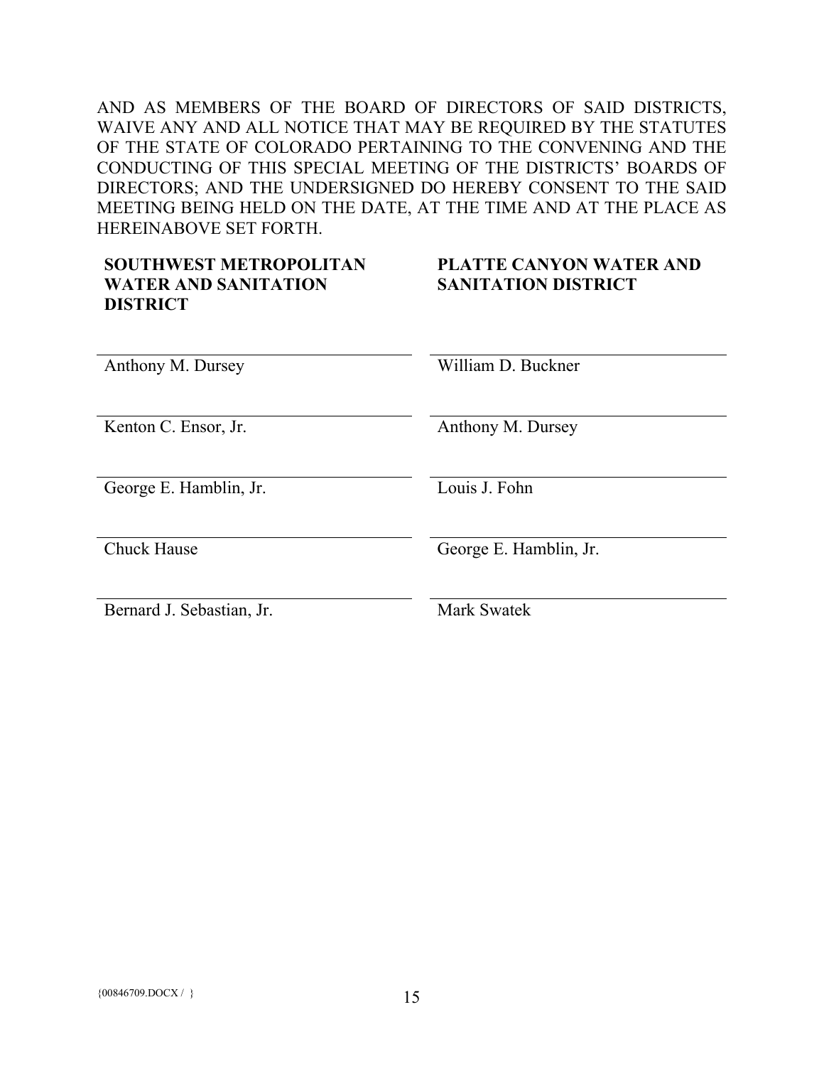AND AS MEMBERS OF THE BOARD OF DIRECTORS OF SAID DISTRICTS, WAIVE ANY AND ALL NOTICE THAT MAY BE REQUIRED BY THE STATUTES OF THE STATE OF COLORADO PERTAINING TO THE CONVENING AND THE CONDUCTING OF THIS SPECIAL MEETING OF THE DISTRICTS' BOARDS OF DIRECTORS; AND THE UNDERSIGNED DO HEREBY CONSENT TO THE SAID MEETING BEING HELD ON THE DATE, AT THE TIME AND AT THE PLACE AS HEREINABOVE SET FORTH.

| **SOUTHWEST METROPOLITAN WATER AND SANITATION DISTRICT** | **PLATTE CANYON WATER AND SANITATION DISTRICT** |
| --- | --- |
| Anthony M. Dursey | William D. Buckner |
| Kenton C. Ensor, Jr. | Anthony M. Dursey |
| George E. Hamblin, Jr. | Louis J. Fohn |
| Chuck Hause | George E. Hamblin, Jr. |
| Bernard J. Sebastian, Jr. | Mark Swatek |

{00846709.DOCX / }